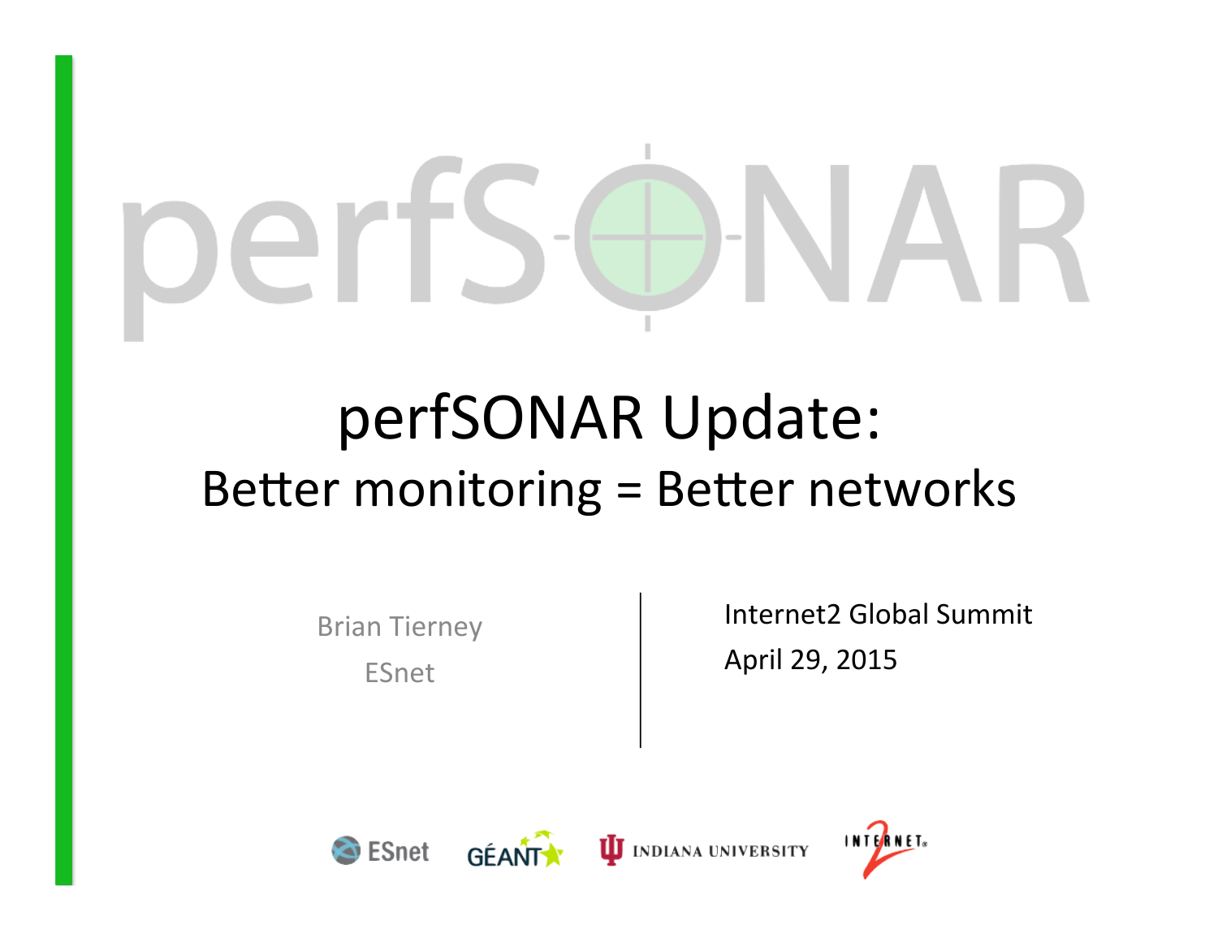# perfSONAR

## perfSONAR Update:
### Better monitoring = Better networks

Brian Tierney

ESnet

Internet2 Global Summit

April 29, 2015

ESnet GÉANT INDIANA UNIVERSITY INTERNET2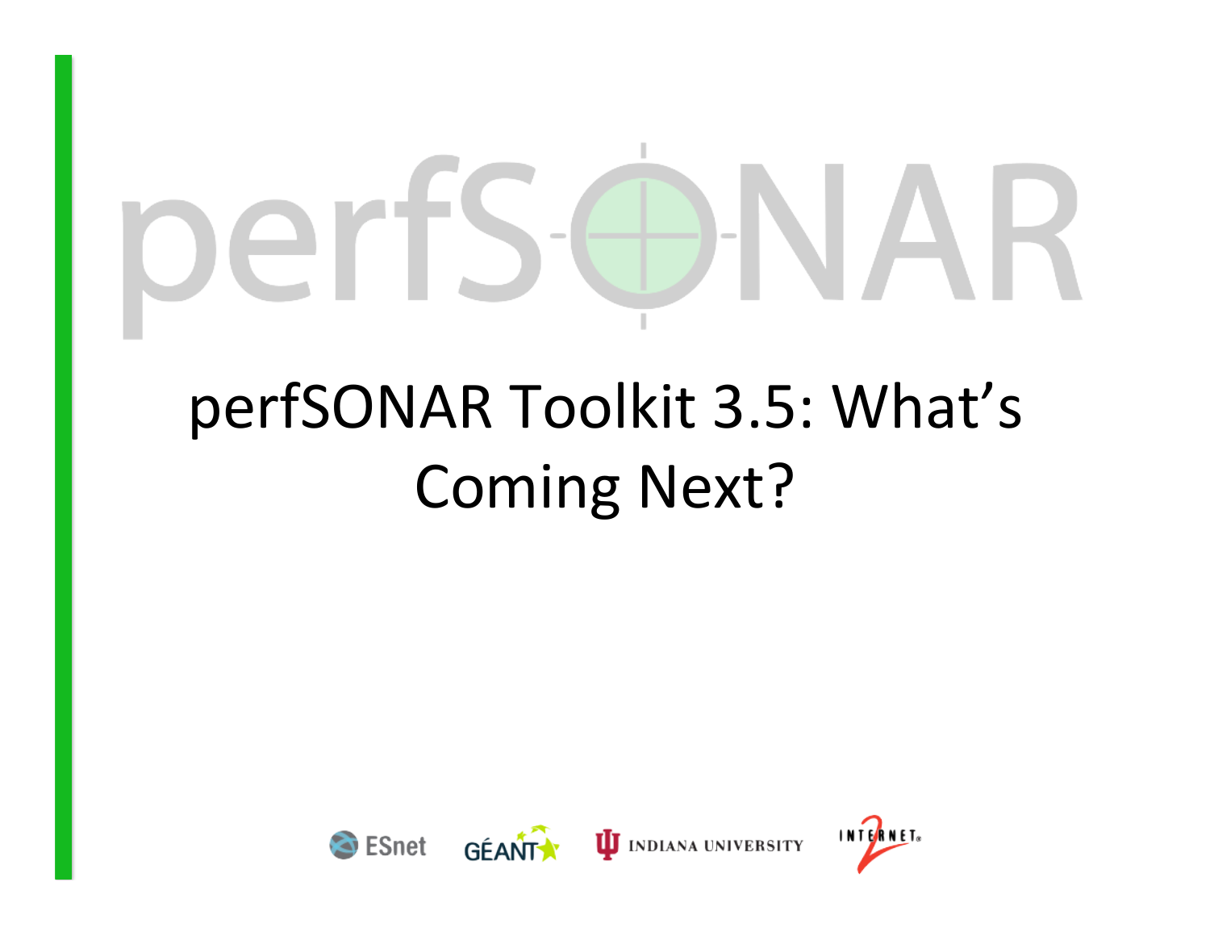# perfSONAR Toolkit 3.5: What's Coming Next?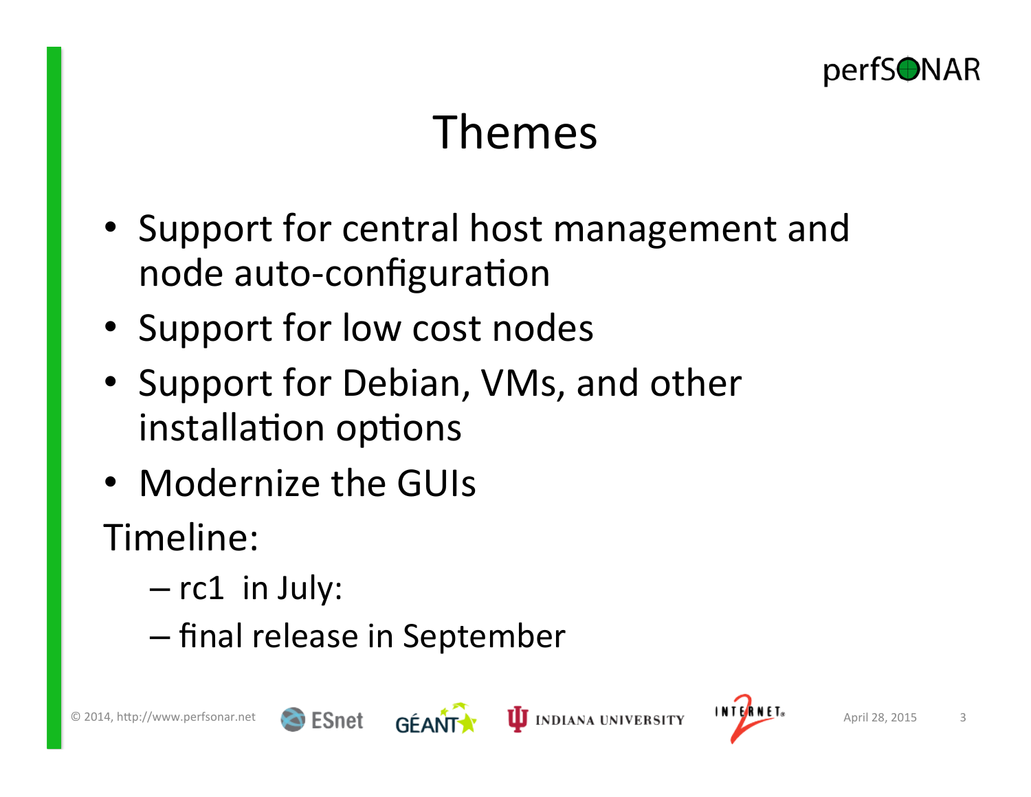# Themes

- Support for central host management and node auto-configuration
- Support for low cost nodes
- Support for Debian, VMs, and other installation options
- Modernize the GUIs

Timeline:

- rc1 in July:
- final release in September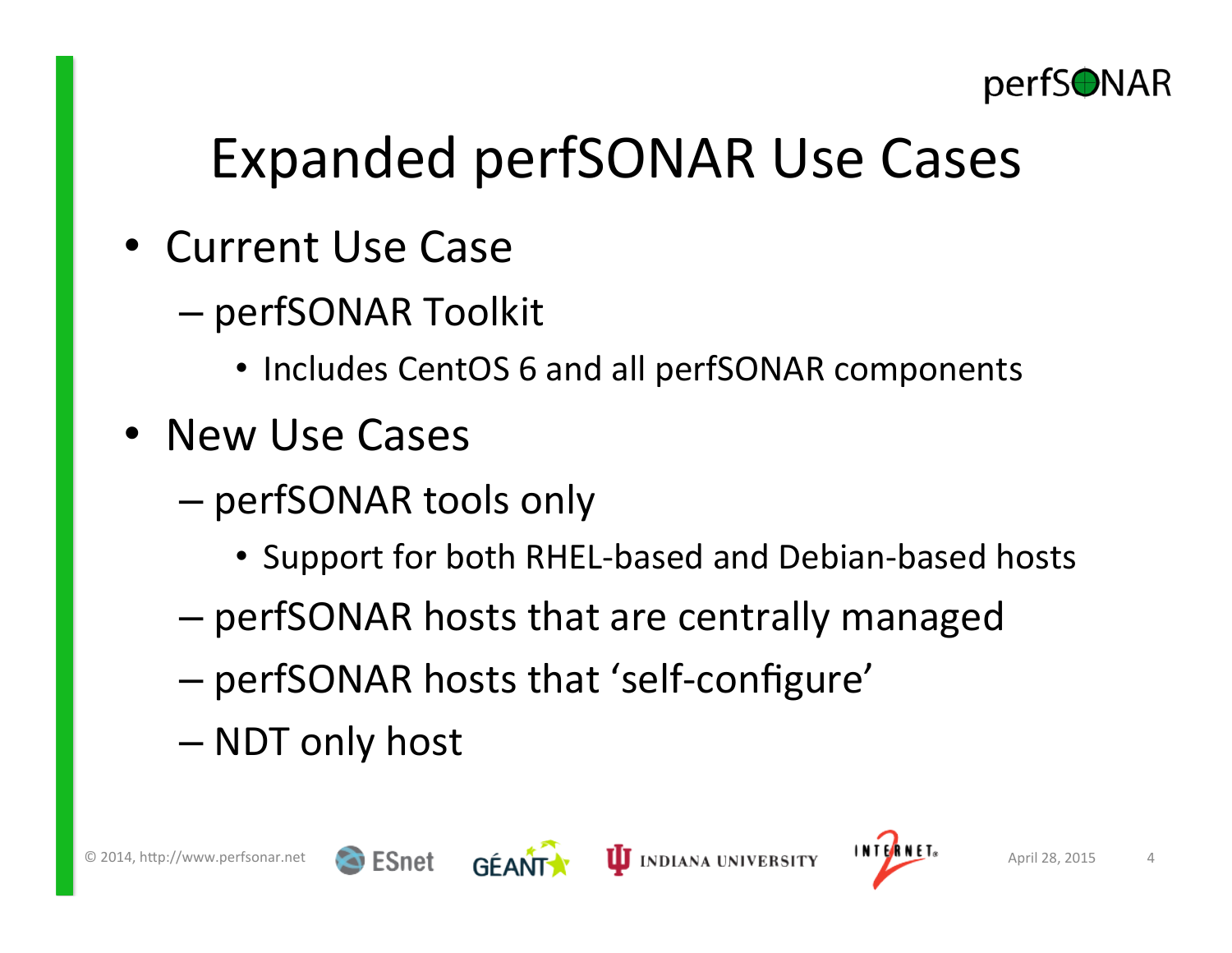# Expanded perfSONAR Use Cases

- Current Use Case
  - perfSONAR Toolkit
    - Includes CentOS 6 and all perfSONAR components
- New Use Cases
  - perfSONAR tools only
    - Support for both RHEL-based and Debian-based hosts
  - perfSONAR hosts that are centrally managed
  - perfSONAR hosts that 'self-configure'
  - NDT only host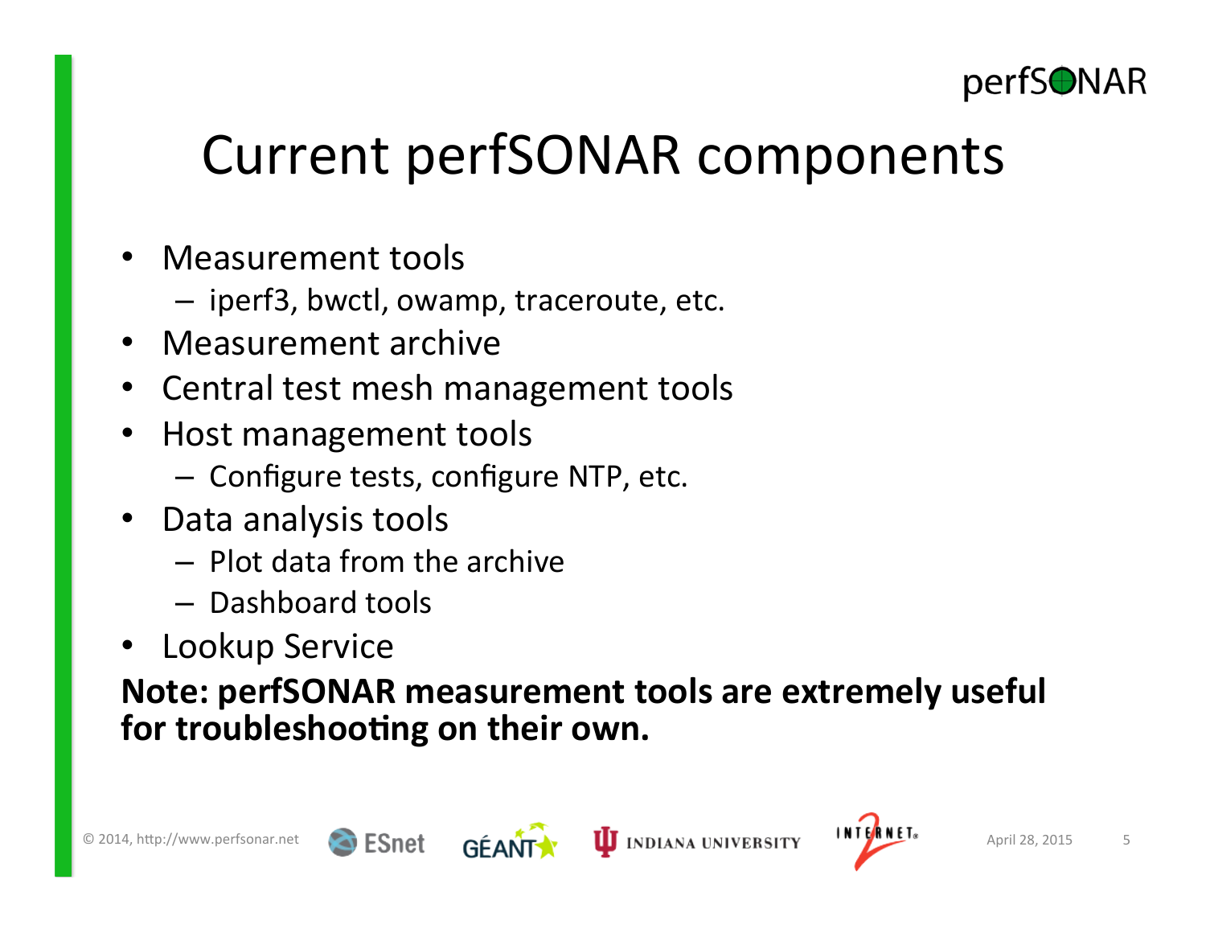# Current perfSONAR components

- Measurement tools
  - iperf3, bwctl, owamp, traceroute, etc.
- Measurement archive
- Central test mesh management tools
- Host management tools
  - Configure tests, configure NTP, etc.
- Data analysis tools
  - Plot data from the archive
  - Dashboard tools
- Lookup Service

**Note: perfSONAR measurement tools are extremely useful for troubleshooting on their own.**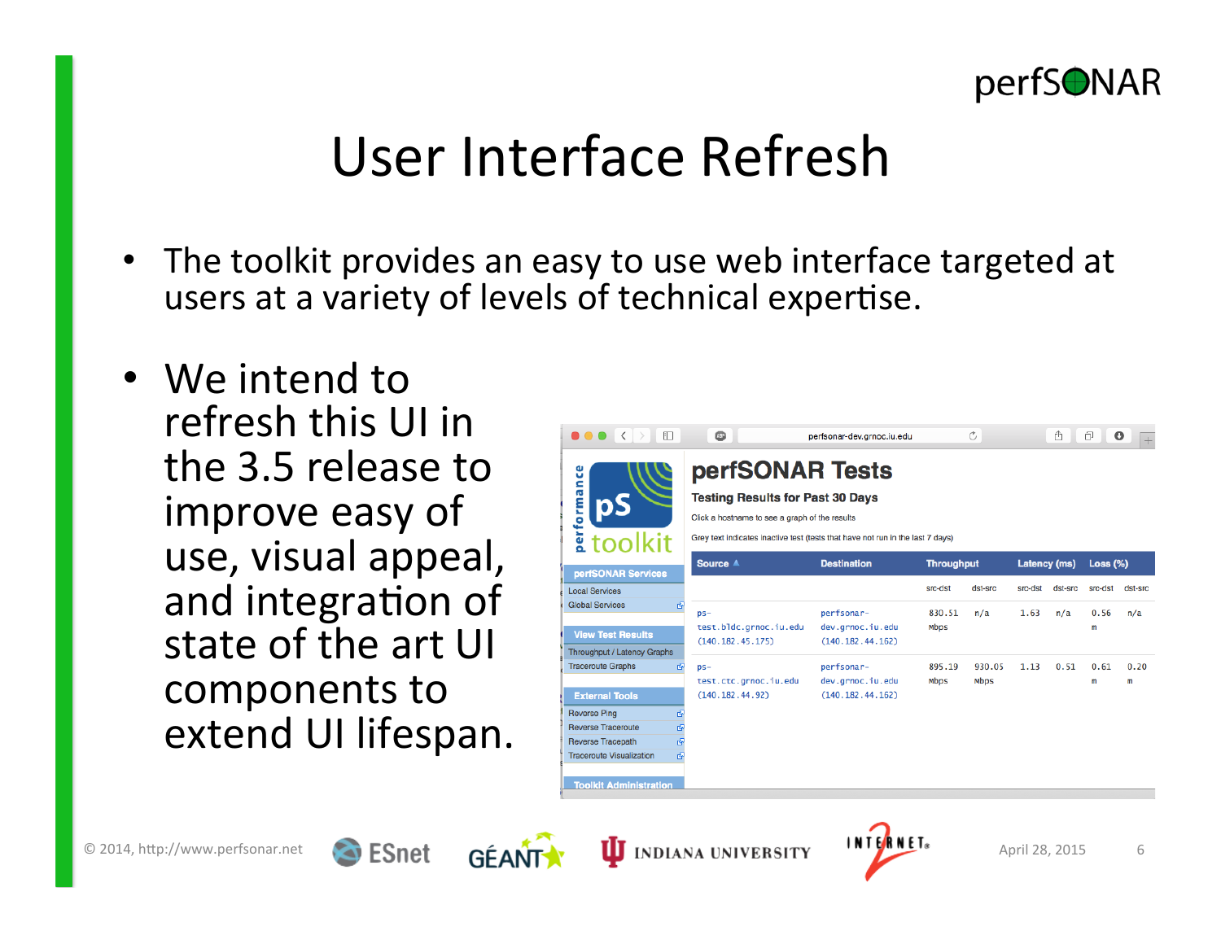# User Interface Refresh

- The toolkit provides an easy to use web interface targeted at users at a variety of levels of technical expertise.

- We intend to refresh this UI in the 3.5 release to improve easy of use, visual appeal, and integration of state of the art UI components to extend UI lifespan.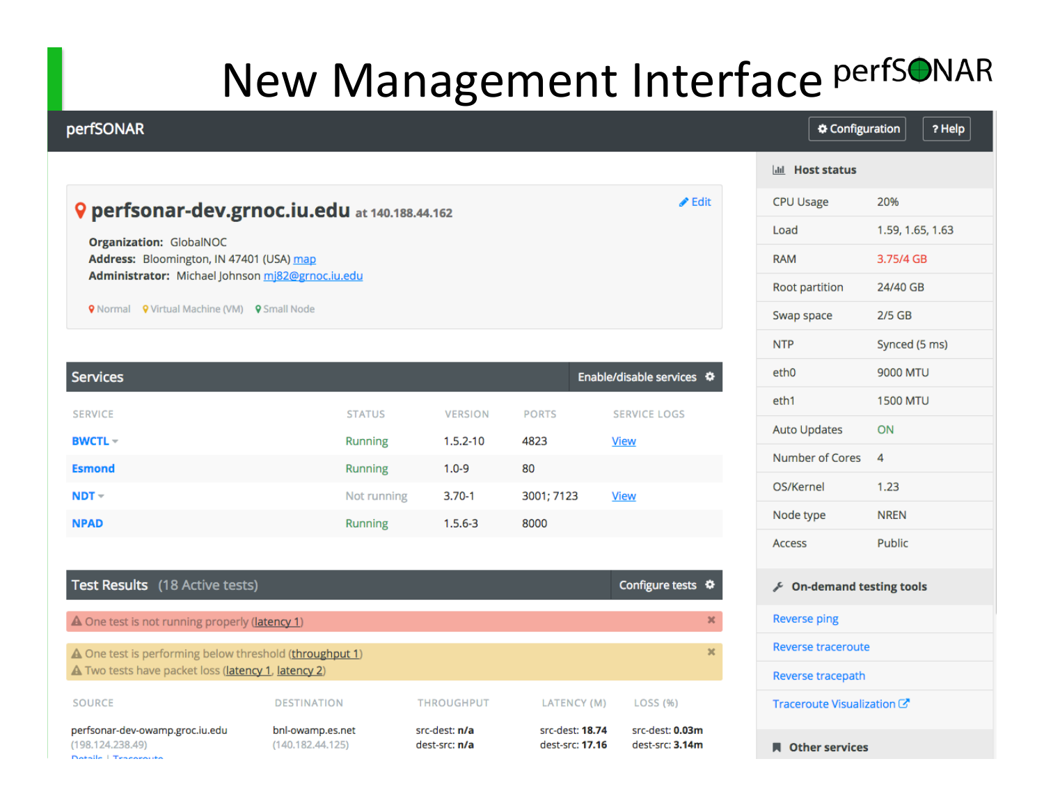# New Management Interface perfSONAR

**perfSONAR** — Configuration | ? Help

## perfsonar-dev.grnoc.iu.edu at 140.188.44.162

Edit

**Organization:** GlobalNOC
**Address:** Bloomington, IN 47401 (USA) map
**Administrator:** Michael Johnson mj82@grnoc.iu.edu

Normal · Virtual Machine (VM) · Small Node

### Services

Enable/disable services

| SERVICE | STATUS | VERSION | PORTS | SERVICE LOGS |
|---|---|---|---|---|
| BWCTL | Running | 1.5.2-10 | 4823 | View |
| Esmond | Running | 1.0-9 | 80 | |
| NDT | Not running | 3.70-1 | 3001; 7123 | View |
| NPAD | Running | 1.5.6-3 | 8000 | |

### Test Results (18 Active tests)

Configure tests

- One test is not running properly (latency 1)
- One test is performing below threshold (throughput 1)
- Two tests have packet loss (latency 1, latency 2)

| SOURCE | DESTINATION | THROUGHPUT | LATENCY (M) | LOSS (%) |
|---|---|---|---|---|
| perfsonar-dev-owamp.groc.iu.edu (198.124.238.49) | bnl-owamp.es.net (140.182.44.125) | src-dest: **n/a** dest-src: **n/a** | src-dest: **18.74** dest-src: **17.16** | src-dest: **0.03m** dest-src: **3.14m** |

### Host status

| | |
|---|---|
| CPU Usage | 20% |
| Load | 1.59, 1.65, 1.63 |
| RAM | 3.75/4 GB |
| Root partition | 24/40 GB |
| Swap space | 2/5 GB |
| NTP | Synced (5 ms) |
| eth0 | 9000 MTU |
| eth1 | 1500 MTU |
| Auto Updates | ON |
| Number of Cores | 4 |
| OS/Kernel | 1.23 |
| Node type | NREN |
| Access | Public |

### On-demand testing tools

- Reverse ping
- Reverse traceroute
- Reverse tracepath
- Traceroute Visualization

### Other services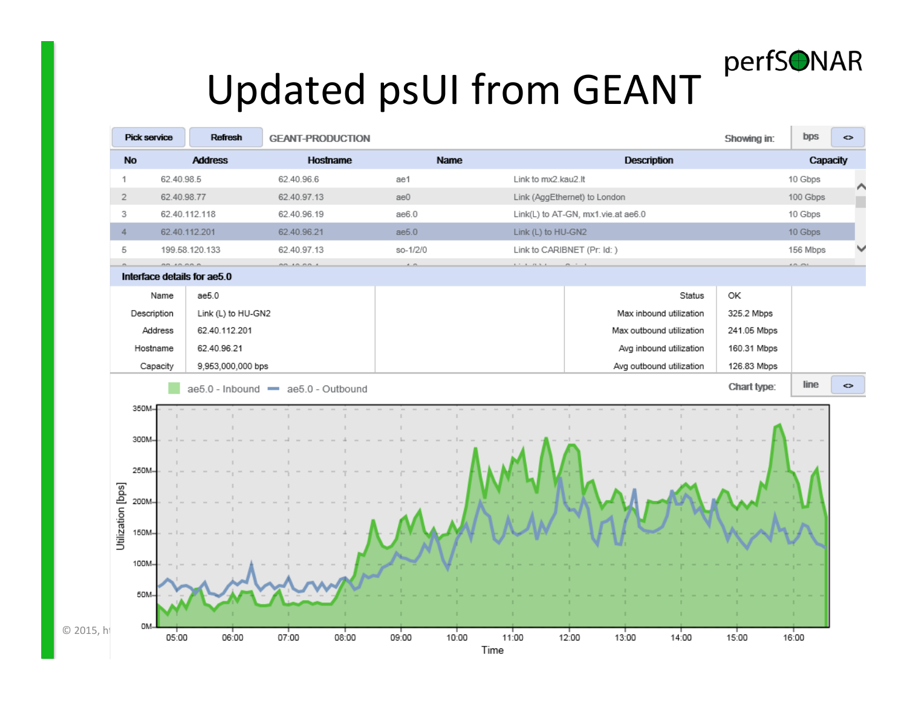# Updated psUI from GEANT

perfSONAR

Pick service | Refresh | GEANT-PRODUCTION | Showing in: bps

| No | Address | Hostname | Name | Description | Capacity |
|---|---|---|---|---|---|
| 1 | 62.40.98.5 | 62.40.96.6 | ae1 | Link to mx2.kau2.lt | 10 Gbps |
| 2 | 62.40.98.77 | 62.40.97.13 | ae0 | Link (AggEthernet) to London | 100 Gbps |
| 3 | 62.40.112.118 | 62.40.96.19 | ae6.0 | Link(L) to AT-GN, mx1.vie.at ae6.0 | 10 Gbps |
| 4 | 62.40.112.201 | 62.40.96.21 | ae5.0 | Link (L) to HU-GN2 | 10 Gbps |
| 5 | 199.58.120.133 | 62.40.97.13 | so-1/2/0 | Link to CARIBNET (Pr: Id: ) | 156 Mbps |

**Interface details for ae5.0**

| | | | |
|---|---|---|---|
| Name | ae5.0 | Status | OK |
| Description | Link (L) to HU-GN2 | Max inbound utilization | 325.2 Mbps |
| Address | 62.40.112.201 | Max outbound utilization | 241.05 Mbps |
| Hostname | 62.40.96.21 | Avg inbound utilization | 160.31 Mbps |
| Capacity | 9,953,000,000 bps | Avg outbound utilization | 126.83 Mbps |

ae5.0 - Inbound, ae5.0 - Outbound | Chart type: line

Utilization [bps] vs. Time (05:00 – 16:00)

© 2015, ht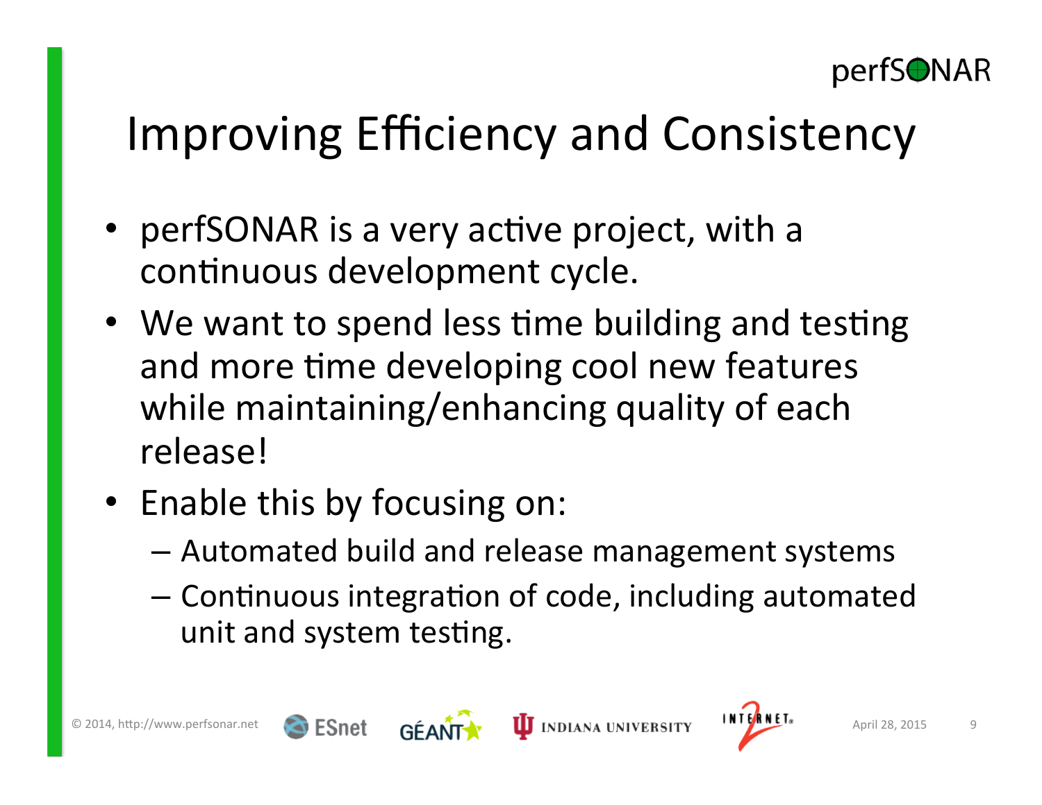# Improving Efficiency and Consistency

- perfSONAR is a very active project, with a continuous development cycle.
- We want to spend less time building and testing and more time developing cool new features while maintaining/enhancing quality of each release!
- Enable this by focusing on:
  - Automated build and release management systems
  - Continuous integration of code, including automated unit and system testing.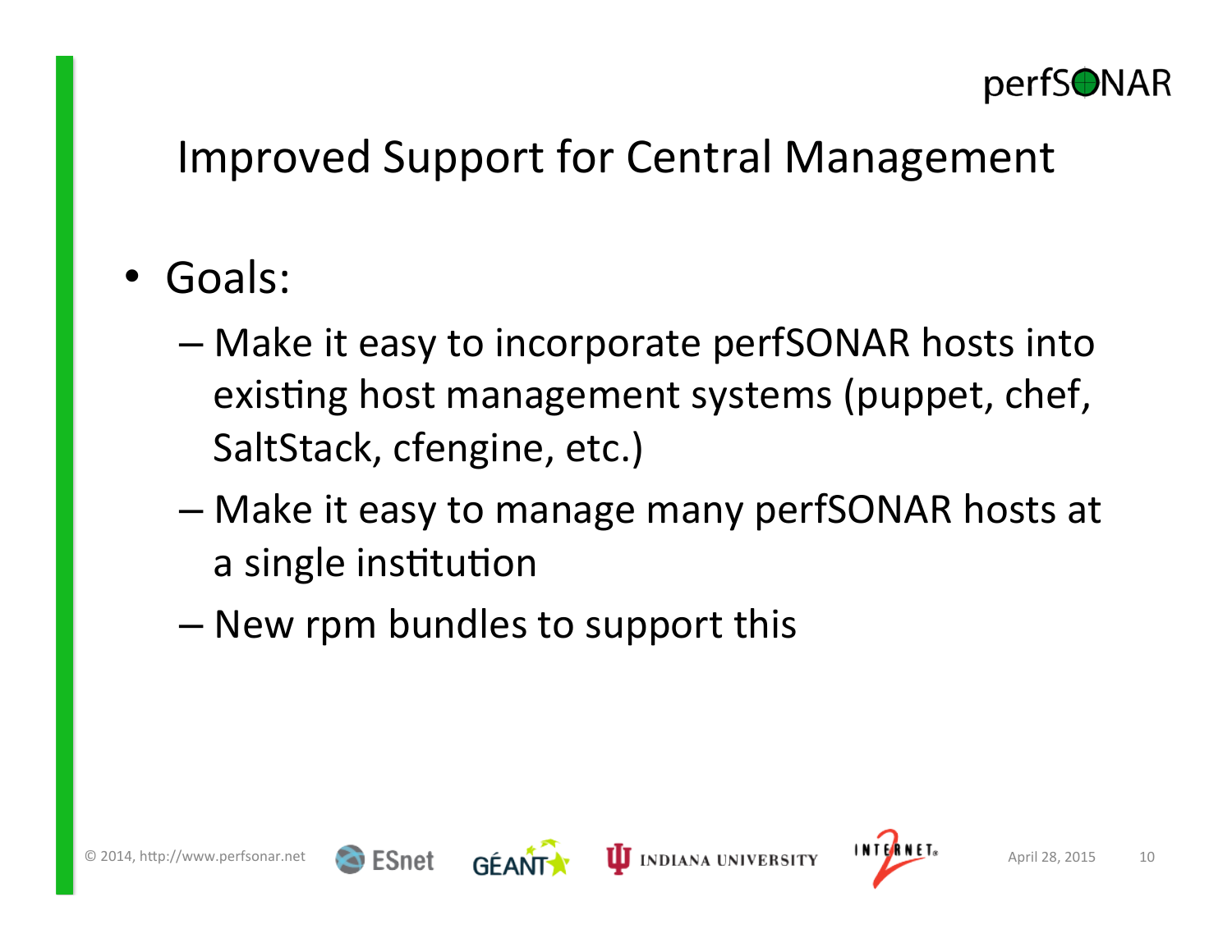# Improved Support for Central Management

- Goals:
  - Make it easy to incorporate perfSONAR hosts into existing host management systems (puppet, chef, SaltStack, cfengine, etc.)
  - Make it easy to manage many perfSONAR hosts at a single institution
  - New rpm bundles to support this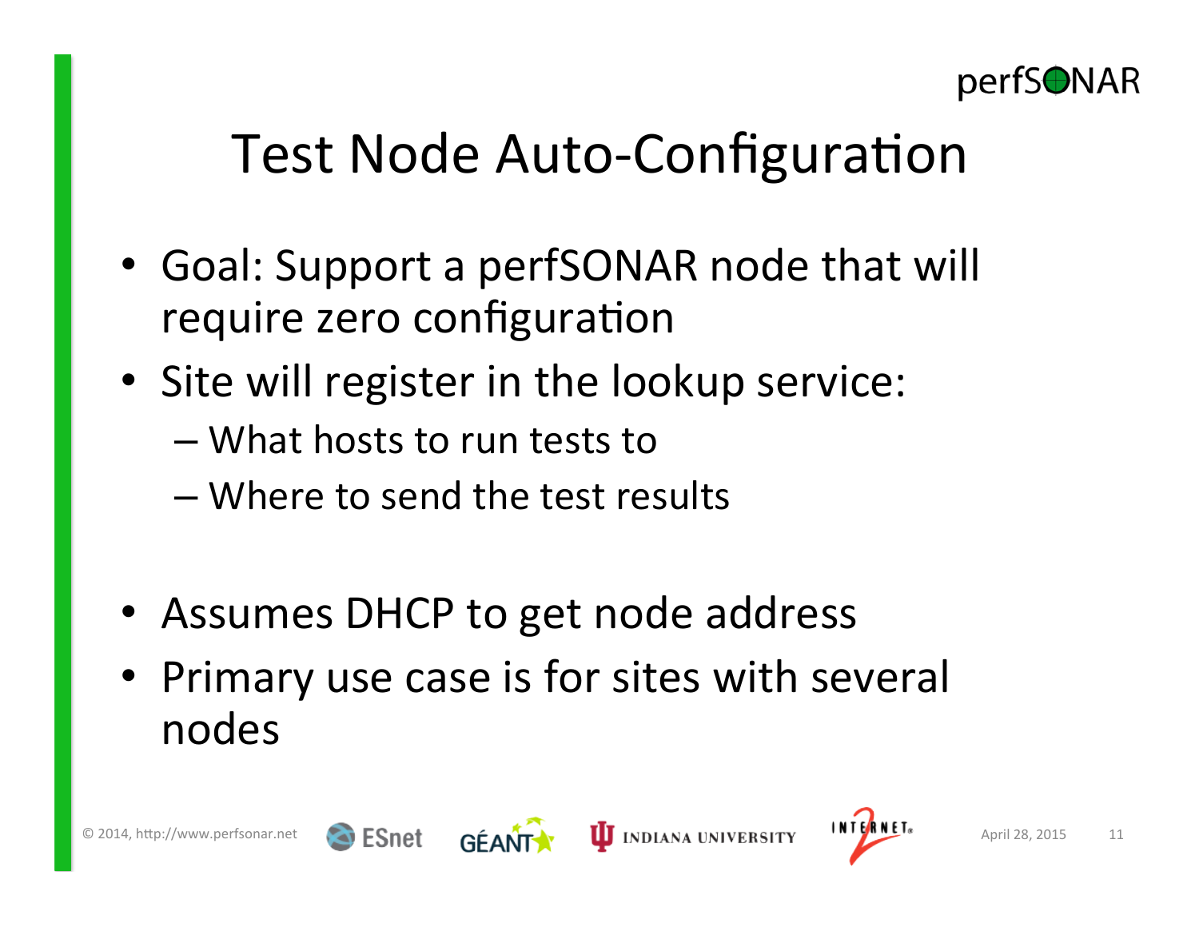# Test Node Auto-Configuration

- Goal: Support a perfSONAR node that will require zero configuration
- Site will register in the lookup service:
  - What hosts to run tests to
  - Where to send the test results
- Assumes DHCP to get node address
- Primary use case is for sites with several nodes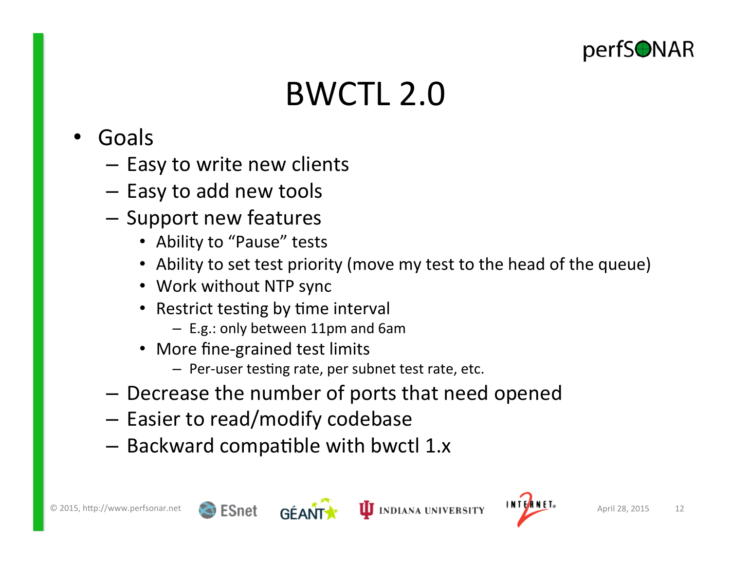# BWCTL 2.0

- Goals
  - Easy to write new clients
  - Easy to add new tools
  - Support new features
    - Ability to "Pause" tests
    - Ability to set test priority (move my test to the head of the queue)
    - Work without NTP sync
    - Restrict testing by time interval
      - E.g.: only between 11pm and 6am
    - More fine-grained test limits
      - Per-user testing rate, per subnet test rate, etc.
  - Decrease the number of ports that need opened
  - Easier to read/modify codebase
  - Backward compatible with bwctl 1.x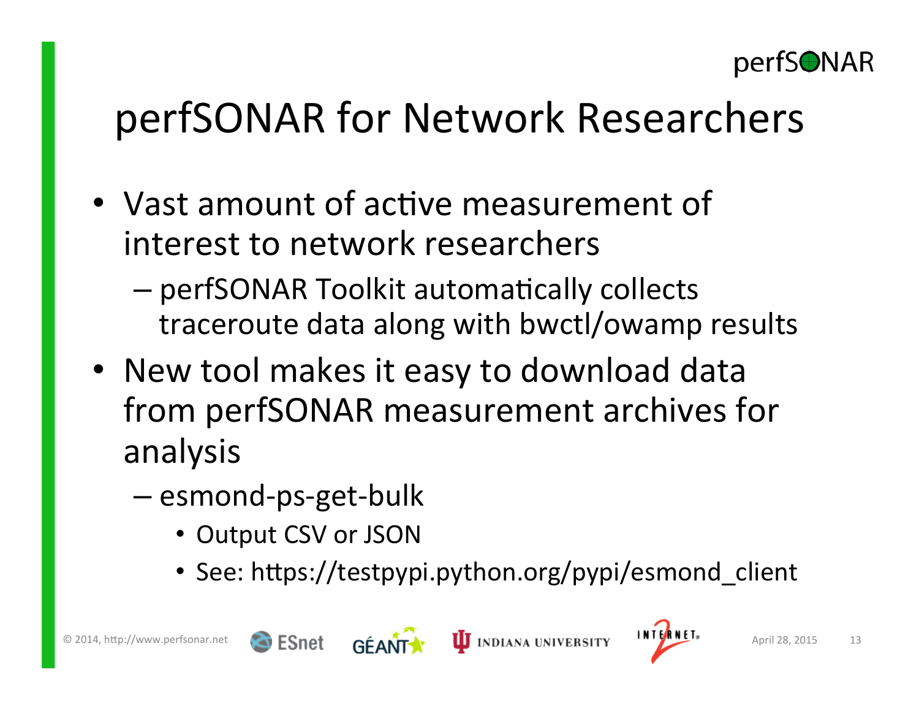# perfSONAR for Network Researchers

- Vast amount of active measurement of interest to network researchers
  - perfSONAR Toolkit automatically collects traceroute data along with bwctl/owamp results
- New tool makes it easy to download data from perfSONAR measurement archives for analysis
  - esmond-ps-get-bulk
    - Output CSV or JSON
    - See: https://testpypi.python.org/pypi/esmond_client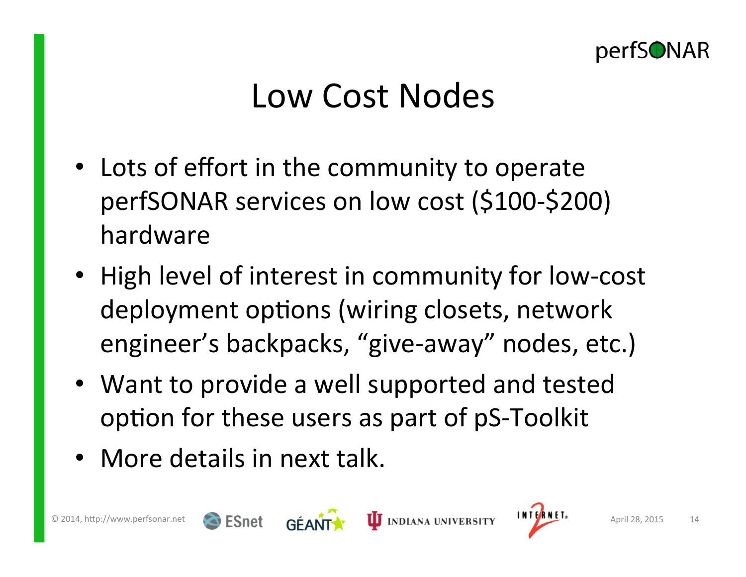# Low Cost Nodes

- Lots of effort in the community to operate perfSONAR services on low cost ($100-$200) hardware
- High level of interest in community for low-cost deployment options (wiring closets, network engineer's backpacks, "give-away" nodes, etc.)
- Want to provide a well supported and tested option for these users as part of pS-Toolkit
- More details in next talk.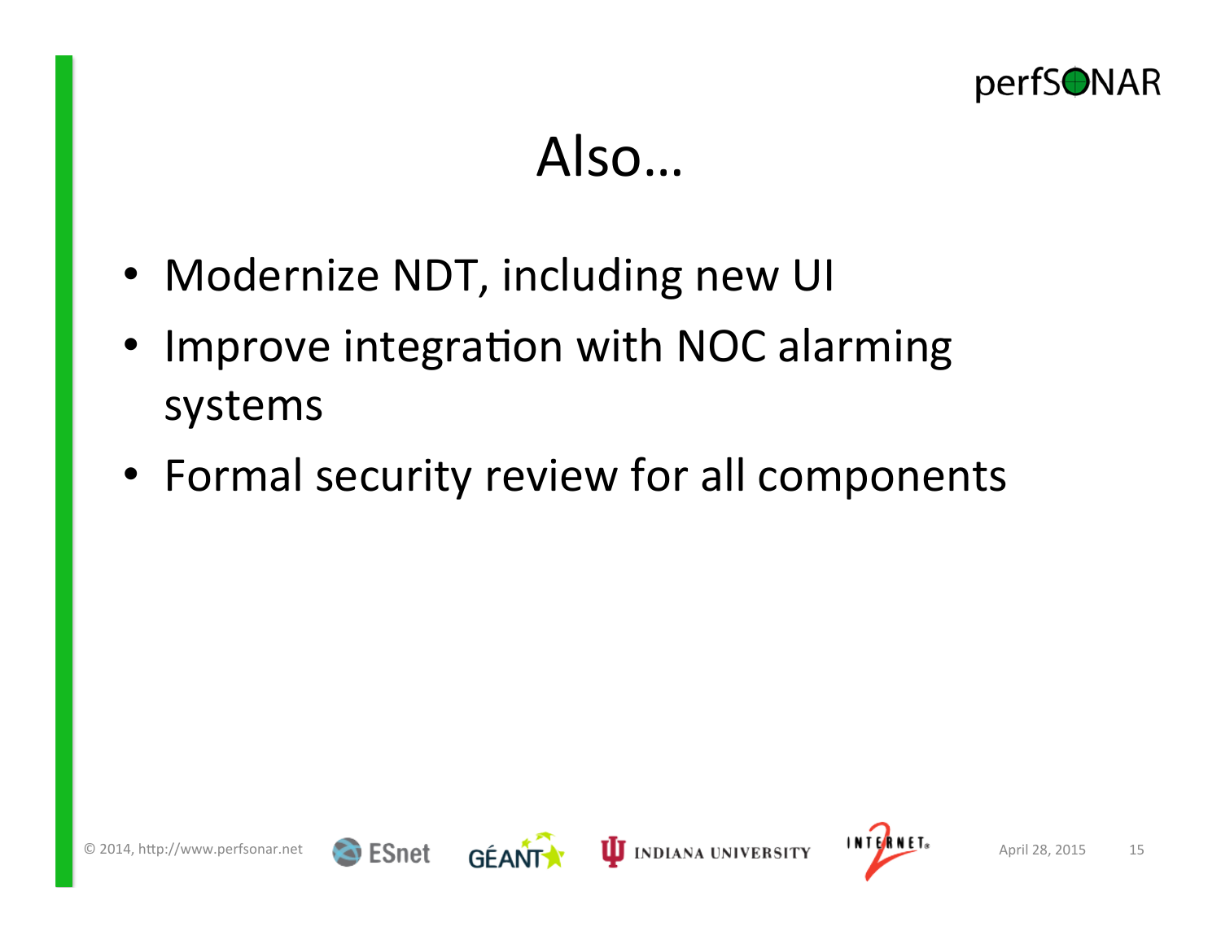# Also…

- Modernize NDT, including new UI
- Improve integration with NOC alarming systems
- Formal security review for all components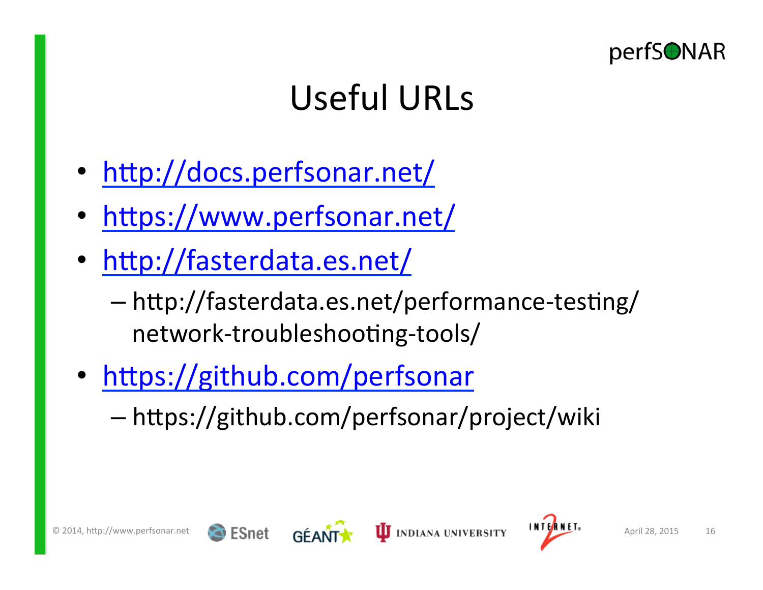# Useful URLs

- [http://docs.perfsonar.net/](http://docs.perfsonar.net/)
- [https://www.perfsonar.net/](https://www.perfsonar.net/)
- [http://fasterdata.es.net/](http://fasterdata.es.net/)
  - http://fasterdata.es.net/performance-testing/network-troubleshooting-tools/
- [https://github.com/perfsonar](https://github.com/perfsonar)
  - https://github.com/perfsonar/project/wiki